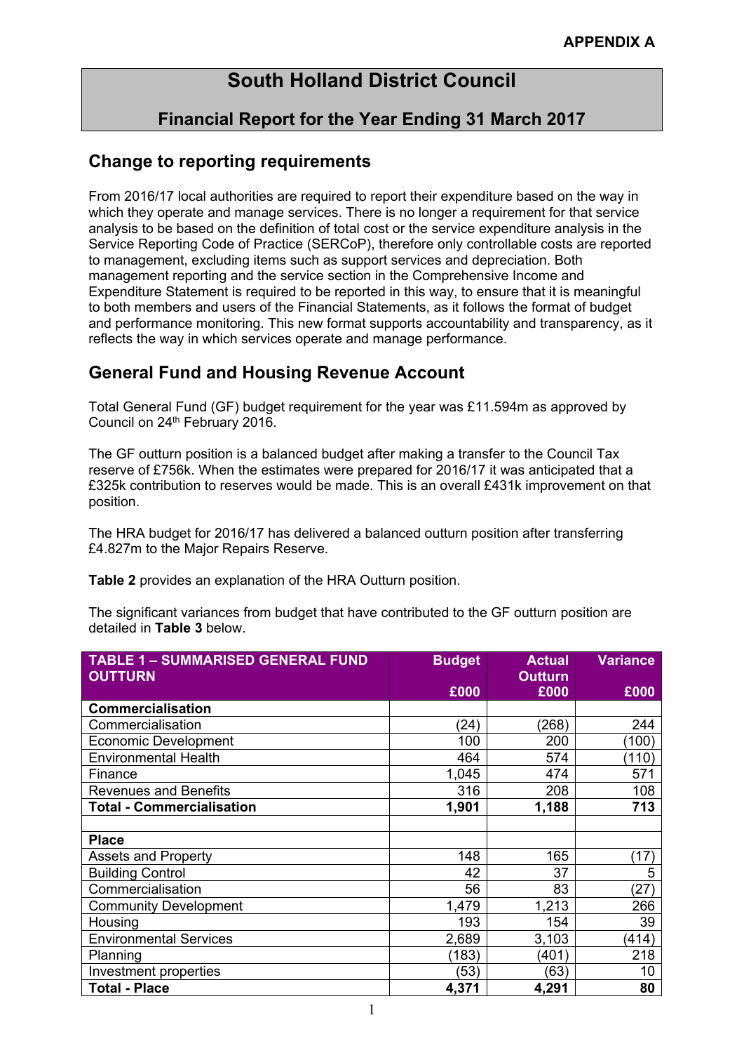APPENDIX A

# South Holland District Council

## Financial Report for the Year Ending 31 March 2017

## Change to reporting requirements

From 2016/17 local authorities are required to report their expenditure based on the way in which they operate and manage services. There is no longer a requirement for that service analysis to be based on the definition of total cost or the service expenditure analysis in the Service Reporting Code of Practice (SERCoP), therefore only controllable costs are reported to management, excluding items such as support services and depreciation. Both management reporting and the service section in the Comprehensive Income and Expenditure Statement is required to be reported in this way, to ensure that it is meaningful to both members and users of the Financial Statements, as it follows the format of budget and performance monitoring. This new format supports accountability and transparency, as it reflects the way in which services operate and manage performance.

## General Fund and Housing Revenue Account

Total General Fund (GF) budget requirement for the year was £11.594m as approved by Council on 24th February 2016.

The GF outturn position is a balanced budget after making a transfer to the Council Tax reserve of £756k. When the estimates were prepared for 2016/17 it was anticipated that a £325k contribution to reserves would be made. This is an overall £431k improvement on that position.

The HRA budget for 2016/17 has delivered a balanced outturn position after transferring £4.827m to the Major Repairs Reserve.

**Table 2** provides an explanation of the HRA Outturn position.

The significant variances from budget that have contributed to the GF outturn position are detailed in **Table 3** below.

| TABLE 1 – SUMMARISED GENERAL FUND OUTTURN | Budget £000 | Actual Outturn £000 | Variance £000 |
|---|---|---|---|
| **Commercialisation** | | | |
| Commercialisation | (24) | (268) | 244 |
| Economic Development | 100 | 200 | (100) |
| Environmental Health | 464 | 574 | (110) |
| Finance | 1,045 | 474 | 571 |
| Revenues and Benefits | 316 | 208 | 108 |
| **Total - Commercialisation** | **1,901** | **1,188** | **713** |
| | | | |
| **Place** | | | |
| Assets and Property | 148 | 165 | (17) |
| Building Control | 42 | 37 | 5 |
| Commercialisation | 56 | 83 | (27) |
| Community Development | 1,479 | 1,213 | 266 |
| Housing | 193 | 154 | 39 |
| Environmental Services | 2,689 | 3,103 | (414) |
| Planning | (183) | (401) | 218 |
| Investment properties | (53) | (63) | 10 |
| **Total - Place** | **4,371** | **4,291** | **80** |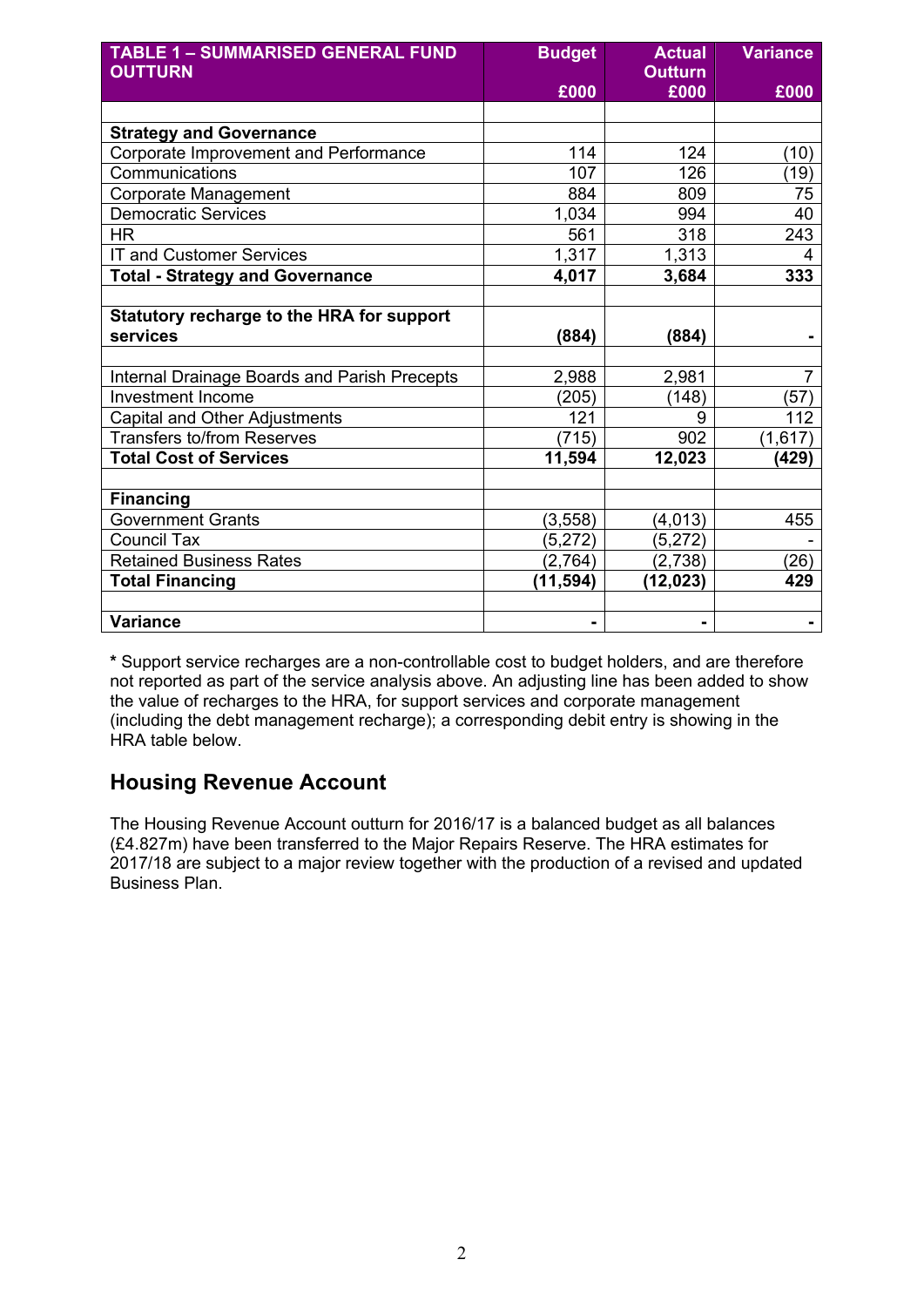| TABLE 1 – SUMMARISED GENERAL FUND OUTTURN | Budget £000 | Actual Outturn £000 | Variance £000 |
|---|---|---|---|
| | | | |
| **Strategy and Governance** | | | |
| Corporate Improvement and Performance | 114 | 124 | (10) |
| Communications | 107 | 126 | (19) |
| Corporate Management | 884 | 809 | 75 |
| Democratic Services | 1,034 | 994 | 40 |
| HR | 561 | 318 | 243 |
| IT and Customer Services | 1,317 | 1,313 | 4 |
| **Total - Strategy and Governance** | **4,017** | **3,684** | **333** |
| | | | |
| **Statutory recharge to the HRA for support services** | **(884)** | **(884)** | **-** |
| | | | |
| Internal Drainage Boards and Parish Precepts | 2,988 | 2,981 | 7 |
| Investment Income | (205) | (148) | (57) |
| Capital and Other Adjustments | 121 | 9 | 112 |
| Transfers to/from Reserves | (715) | 902 | (1,617) |
| **Total Cost of Services** | **11,594** | **12,023** | **(429)** |
| | | | |
| **Financing** | | | |
| Government Grants | (3,558) | (4,013) | 455 |
| Council Tax | (5,272) | (5,272) | - |
| Retained Business Rates | (2,764) | (2,738) | (26) |
| **Total Financing** | **(11,594)** | **(12,023)** | **429** |
| | | | |
| **Variance** | **-** | **-** | **-** |

**\*** Support service recharges are a non-controllable cost to budget holders, and are therefore not reported as part of the service analysis above. An adjusting line has been added to show the value of recharges to the HRA, for support services and corporate management (including the debt management recharge); a corresponding debit entry is showing in the HRA table below.

## Housing Revenue Account

The Housing Revenue Account outturn for 2016/17 is a balanced budget as all balances (£4.827m) have been transferred to the Major Repairs Reserve. The HRA estimates for 2017/18 are subject to a major review together with the production of a revised and updated Business Plan.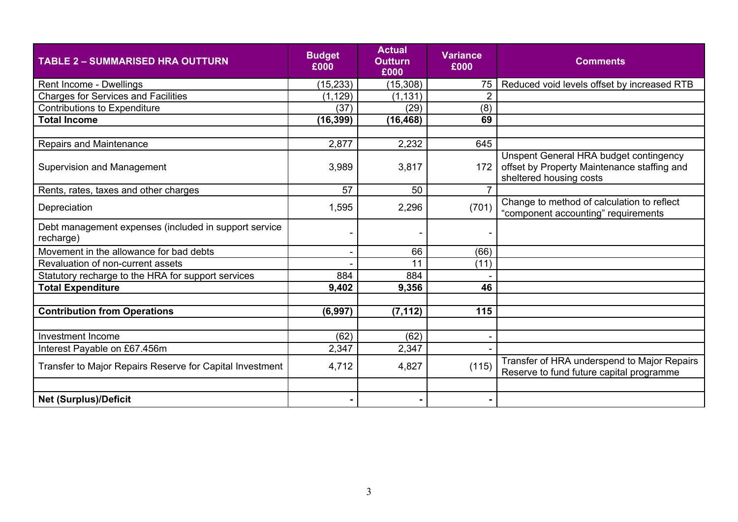| TABLE 2 – SUMMARISED HRA OUTTURN | Budget £000 | Actual Outturn £000 | Variance £000 | Comments |
|---|---|---|---|---|
| Rent Income - Dwellings | (15,233) | (15,308) | 75 | Reduced void levels offset by increased RTB |
| Charges for Services and Facilities | (1,129) | (1,131) | 2 | |
| Contributions to Expenditure | (37) | (29) | (8) | |
| **Total Income** | **(16,399)** | **(16,468)** | **69** | |
| | | | | |
| Repairs and Maintenance | 2,877 | 2,232 | 645 | |
| Supervision and Management | 3,989 | 3,817 | 172 | Unspent General HRA budget contingency offset by Property Maintenance staffing and sheltered housing costs |
| Rents, rates, taxes and other charges | 57 | 50 | 7 | |
| Depreciation | 1,595 | 2,296 | (701) | Change to method of calculation to reflect "component accounting" requirements |
| Debt management expenses (included in support service recharge) | - | - | - | |
| Movement in the allowance for bad debts | - | 66 | (66) | |
| Revaluation of non-current assets | - | 11 | (11) | |
| Statutory recharge to the HRA for support services | 884 | 884 | - | |
| **Total Expenditure** | **9,402** | **9,356** | **46** | |
| | | | | |
| **Contribution from Operations** | **(6,997)** | **(7,112)** | **115** | |
| | | | | |
| Investment Income | (62) | (62) | - | |
| Interest Payable on £67.456m | 2,347 | 2,347 | - | |
| Transfer to Major Repairs Reserve for Capital Investment | 4,712 | 4,827 | (115) | Transfer of HRA underspend to Major Repairs Reserve to fund future capital programme |
| | | | | |
| **Net (Surplus)/Deficit** | **-** | **-** | **-** | |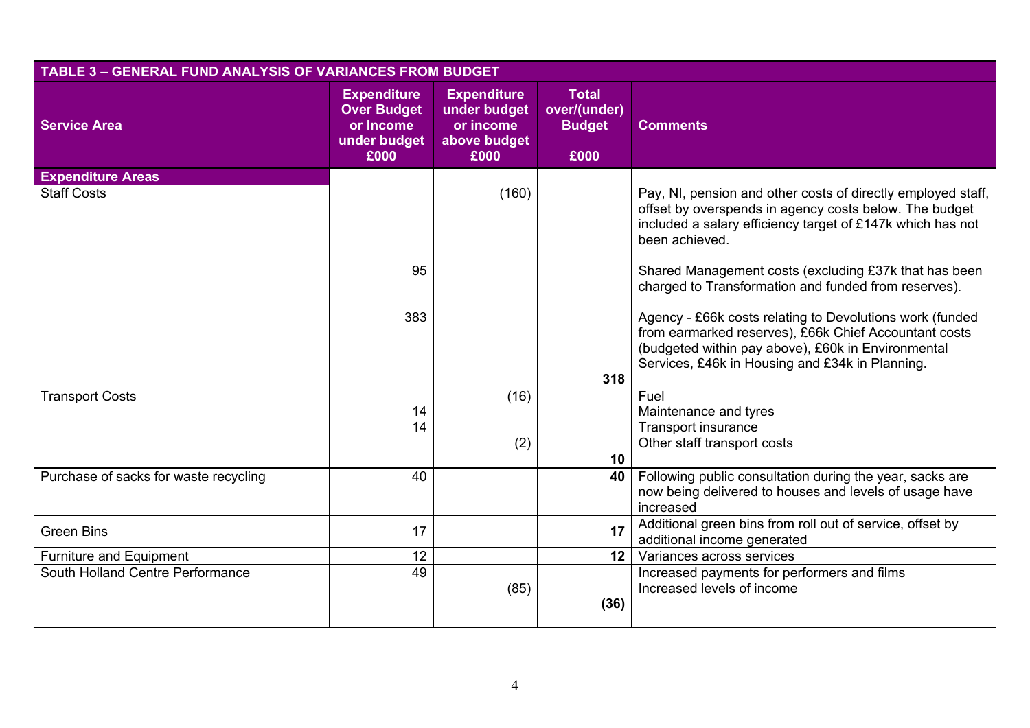| TABLE 3 – GENERAL FUND ANALYSIS OF VARIANCES FROM BUDGET | | | | |
|---|---|---|---|---|
| **Service Area** | **Expenditure Over Budget or Income under budget £000** | **Expenditure under budget or income above budget £000** | **Total over/(under) Budget £000** | **Comments** |
| **Expenditure Areas** | | | | |
| Staff Costs | | (160) | | Pay, NI, pension and other costs of directly employed staff, offset by overspends in agency costs below. The budget included a salary efficiency target of £147k which has not been achieved. |
| | 95 | | | Shared Management costs (excluding £37k that has been charged to Transformation and funded from reserves). |
| | 383 | | | Agency - £66k costs relating to Devolutions work (funded from earmarked reserves), £66k Chief Accountant costs (budgeted within pay above), £60k in Environmental Services, £46k in Housing and £34k in Planning. |
| | | | **318** | |
| Transport Costs | | (16) | | Fuel |
| | 14 | | | Maintenance and tyres |
| | 14 | | | Transport insurance |
| | | (2) | | Other staff transport costs |
| | | | **10** | |
| Purchase of sacks for waste recycling | 40 | | **40** | Following public consultation during the year, sacks are now being delivered to houses and levels of usage have increased |
| Green Bins | 17 | | **17** | Additional green bins from roll out of service, offset by additional income generated |
| Furniture and Equipment | 12 | | **12** | Variances across services |
| South Holland Centre Performance | 49 | | | Increased payments for performers and films |
| | | (85) | | Increased levels of income |
| | | | **(36)** | |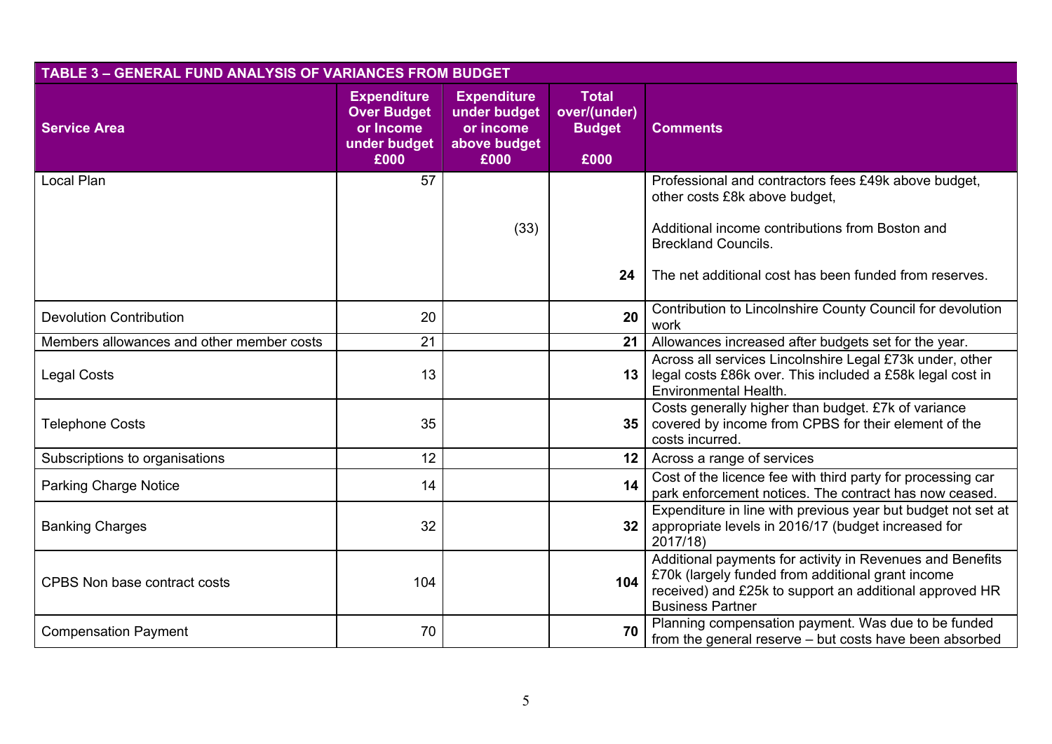| TABLE 3 – GENERAL FUND ANALYSIS OF VARIANCES FROM BUDGET | | | | |
|---|---|---|---|---|
| **Service Area** | **Expenditure Over Budget or Income under budget £000** | **Expenditure under budget or income above budget £000** | **Total over/(under) Budget £000** | **Comments** |
| Local Plan | 57 | | | Professional and contractors fees £49k above budget, other costs £8k above budget, |
| | | (33) | | Additional income contributions from Boston and Breckland Councils. |
| | | | **24** | The net additional cost has been funded from reserves. |
| Devolution Contribution | 20 | | **20** | Contribution to Lincolnshire County Council for devolution work |
| Members allowances and other member costs | 21 | | **21** | Allowances increased after budgets set for the year. |
| Legal Costs | 13 | | **13** | Across all services Lincolnshire Legal £73k under, other legal costs £86k over. This included a £58k legal cost in Environmental Health. |
| Telephone Costs | 35 | | **35** | Costs generally higher than budget. £7k of variance covered by income from CPBS for their element of the costs incurred. |
| Subscriptions to organisations | 12 | | **12** | Across a range of services |
| Parking Charge Notice | 14 | | **14** | Cost of the licence fee with third party for processing car park enforcement notices. The contract has now ceased. |
| Banking Charges | 32 | | **32** | Expenditure in line with previous year but budget not set at appropriate levels in 2016/17 (budget increased for 2017/18) |
| CPBS Non base contract costs | 104 | | **104** | Additional payments for activity in Revenues and Benefits £70k (largely funded from additional grant income received) and £25k to support an additional approved HR Business Partner |
| Compensation Payment | 70 | | **70** | Planning compensation payment. Was due to be funded from the general reserve – but costs have been absorbed |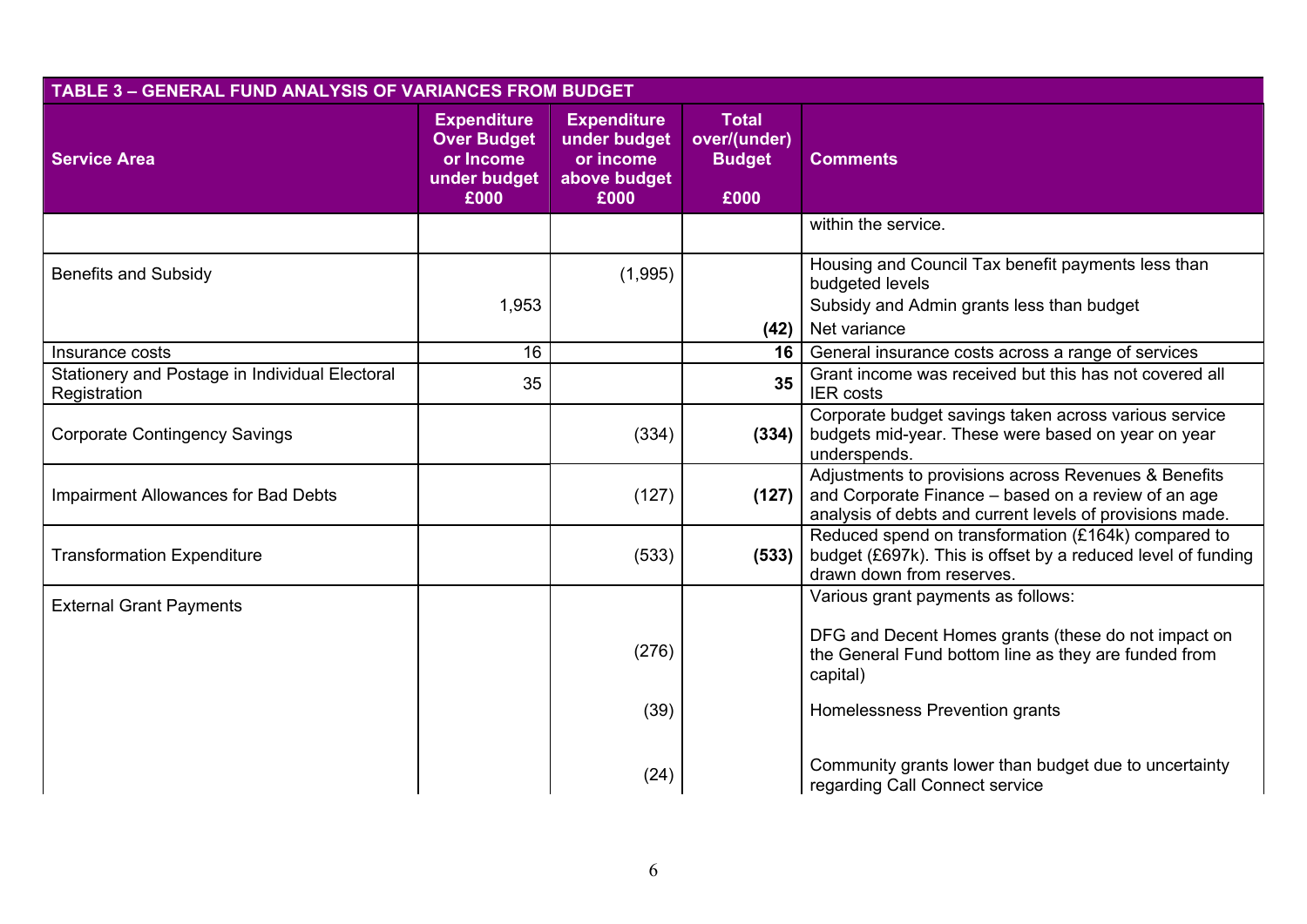| TABLE 3 – GENERAL FUND ANALYSIS OF VARIANCES FROM BUDGET | | | | |
|---|---|---|---|---|
| **Service Area** | **Expenditure Over Budget or Income under budget £000** | **Expenditure under budget or income above budget £000** | **Total over/(under) Budget £000** | **Comments** |
| | | | | within the service. |
| Benefits and Subsidy | | (1,995) | | Housing and Council Tax benefit payments less than budgeted levels |
| | 1,953 | | | Subsidy and Admin grants less than budget |
| | | | **(42)** | Net variance |
| Insurance costs | 16 | | **16** | General insurance costs across a range of services |
| Stationery and Postage in Individual Electoral Registration | 35 | | **35** | Grant income was received but this has not covered all IER costs |
| Corporate Contingency Savings | | (334) | **(334)** | Corporate budget savings taken across various service budgets mid-year. These were based on year on year underspends. |
| Impairment Allowances for Bad Debts | | (127) | **(127)** | Adjustments to provisions across Revenues & Benefits and Corporate Finance – based on a review of an age analysis of debts and current levels of provisions made. |
| Transformation Expenditure | | (533) | **(533)** | Reduced spend on transformation (£164k) compared to budget (£697k). This is offset by a reduced level of funding drawn down from reserves. |
| External Grant Payments | | | | Various grant payments as follows: |
| | | (276) | | DFG and Decent Homes grants (these do not impact on the General Fund bottom line as they are funded from capital) |
| | | (39) | | Homelessness Prevention grants |
| | | (24) | | Community grants lower than budget due to uncertainty regarding Call Connect service |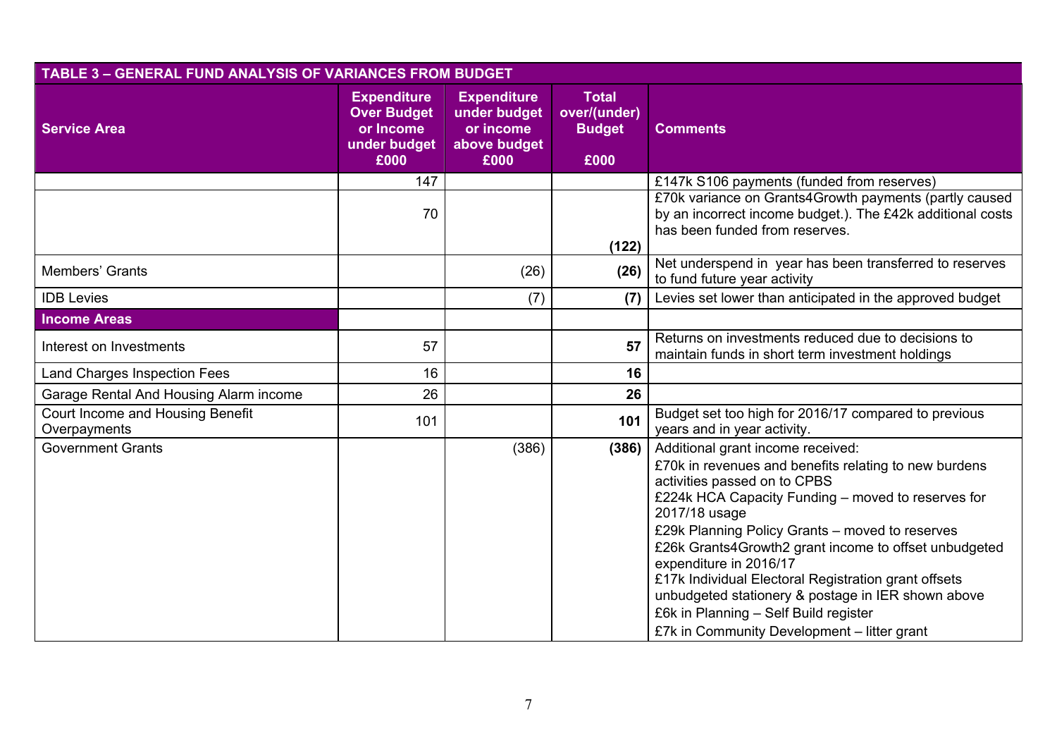| TABLE 3 – GENERAL FUND ANALYSIS OF VARIANCES FROM BUDGET | | | | |
|---|---|---|---|---|
| **Service Area** | **Expenditure Over Budget or Income under budget £000** | **Expenditure under budget or income above budget £000** | **Total over/(under) Budget £000** | **Comments** |
| | 147 | | | £147k S106 payments (funded from reserves) |
| | 70 | | **(122)** | £70k variance on Grants4Growth payments (partly caused by an incorrect income budget.). The £42k additional costs has been funded from reserves. |
| Members' Grants | | (26) | **(26)** | Net underspend in year has been transferred to reserves to fund future year activity |
| IDB Levies | | (7) | **(7)** | Levies set lower than anticipated in the approved budget |
| **Income Areas** | | | | |
| Interest on Investments | 57 | | **57** | Returns on investments reduced due to decisions to maintain funds in short term investment holdings |
| Land Charges Inspection Fees | 16 | | **16** | |
| Garage Rental And Housing Alarm income | 26 | | **26** | |
| Court Income and Housing Benefit Overpayments | 101 | | **101** | Budget set too high for 2016/17 compared to previous years and in year activity. |
| Government Grants | | (386) | **(386)** | Additional grant income received:<br>£70k in revenues and benefits relating to new burdens activities passed on to CPBS<br>£224k HCA Capacity Funding – moved to reserves for 2017/18 usage<br>£29k Planning Policy Grants – moved to reserves<br>£26k Grants4Growth2 grant income to offset unbudgeted expenditure in 2016/17<br>£17k Individual Electoral Registration grant offsets unbudgeted stationery & postage in IER shown above<br>£6k in Planning – Self Build register<br>£7k in Community Development – litter grant |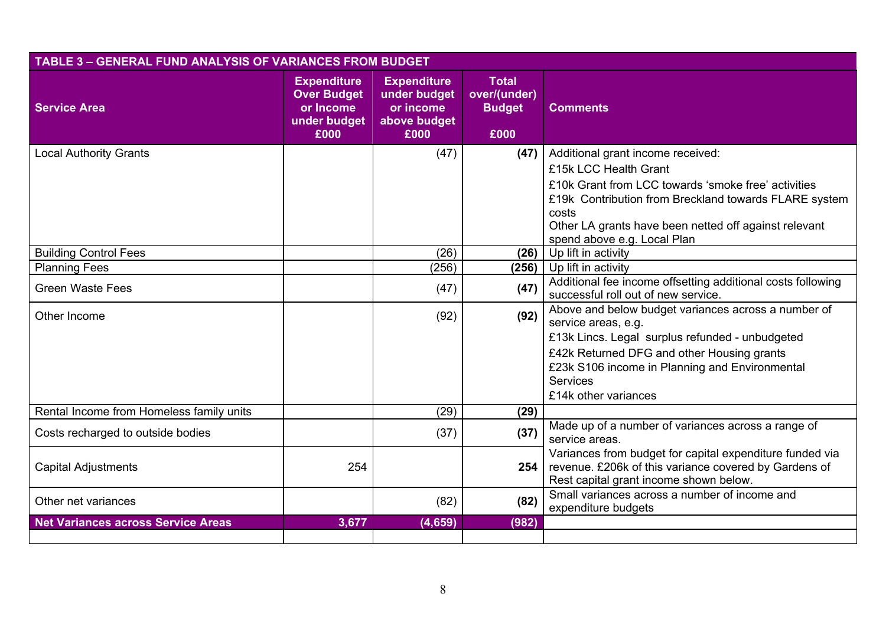| TABLE 3 – GENERAL FUND ANALYSIS OF VARIANCES FROM BUDGET | | | | |
|---|---|---|---|---|
| **Service Area** | **Expenditure Over Budget or Income under budget £000** | **Expenditure under budget or income above budget £000** | **Total over/(under) Budget £000** | **Comments** |
| Local Authority Grants | | (47) | **(47)** | Additional grant income received:<br>£15k LCC Health Grant<br>£10k Grant from LCC towards 'smoke free' activities<br>£19k Contribution from Breckland towards FLARE system costs<br>Other LA grants have been netted off against relevant spend above e.g. Local Plan |
| Building Control Fees | | (26) | **(26)** | Up lift in activity |
| Planning Fees | | (256) | **(256)** | Up lift in activity |
| Green Waste Fees | | (47) | **(47)** | Additional fee income offsetting additional costs following successful roll out of new service. |
| Other Income | | (92) | **(92)** | Above and below budget variances across a number of service areas, e.g.<br>£13k Lincs. Legal surplus refunded - unbudgeted<br>£42k Returned DFG and other Housing grants<br>£23k S106 income in Planning and Environmental Services<br>£14k other variances |
| Rental Income from Homeless family units | | (29) | **(29)** | |
| Costs recharged to outside bodies | | (37) | **(37)** | Made up of a number of variances across a range of service areas. |
| Capital Adjustments | 254 | | **254** | Variances from budget for capital expenditure funded via revenue. £206k of this variance covered by Gardens of Rest capital grant income shown below. |
| Other net variances | | (82) | **(82)** | Small variances across a number of income and expenditure budgets |
| **Net Variances across Service Areas** | **3,677** | **(4,659)** | **(982)** | |
| | | | | |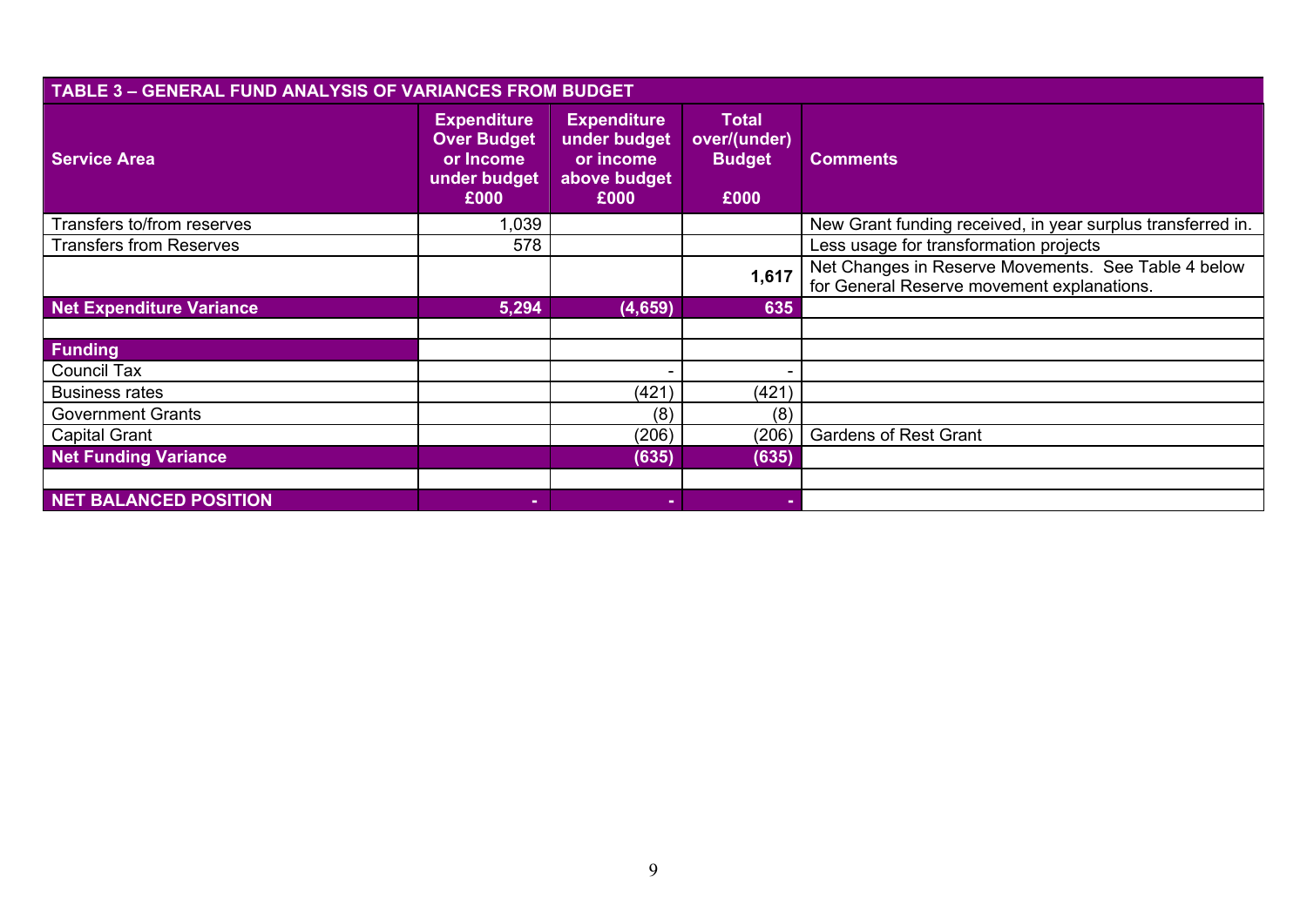| TABLE 3 – GENERAL FUND ANALYSIS OF VARIANCES FROM BUDGET | | | | |
|---|---|---|---|---|
| **Service Area** | **Expenditure Over Budget or Income under budget £000** | **Expenditure under budget or income above budget £000** | **Total over/(under) Budget £000** | **Comments** |
| Transfers to/from reserves | 1,039 | | | New Grant funding received, in year surplus transferred in. |
| Transfers from Reserves | 578 | | | Less usage for transformation projects |
| | | | **1,617** | Net Changes in Reserve Movements. See Table 4 below for General Reserve movement explanations. |
| **Net Expenditure Variance** | **5,294** | **(4,659)** | **635** | |
| | | | | |
| **Funding** | | | | |
| Council Tax | | - | - | |
| Business rates | | (421) | (421) | |
| Government Grants | | (8) | (8) | |
| Capital Grant | | (206) | (206) | Gardens of Rest Grant |
| **Net Funding Variance** | | **(635)** | **(635)** | |
| | | | | |
| **NET BALANCED POSITION** | **-** | **-** | **-** | |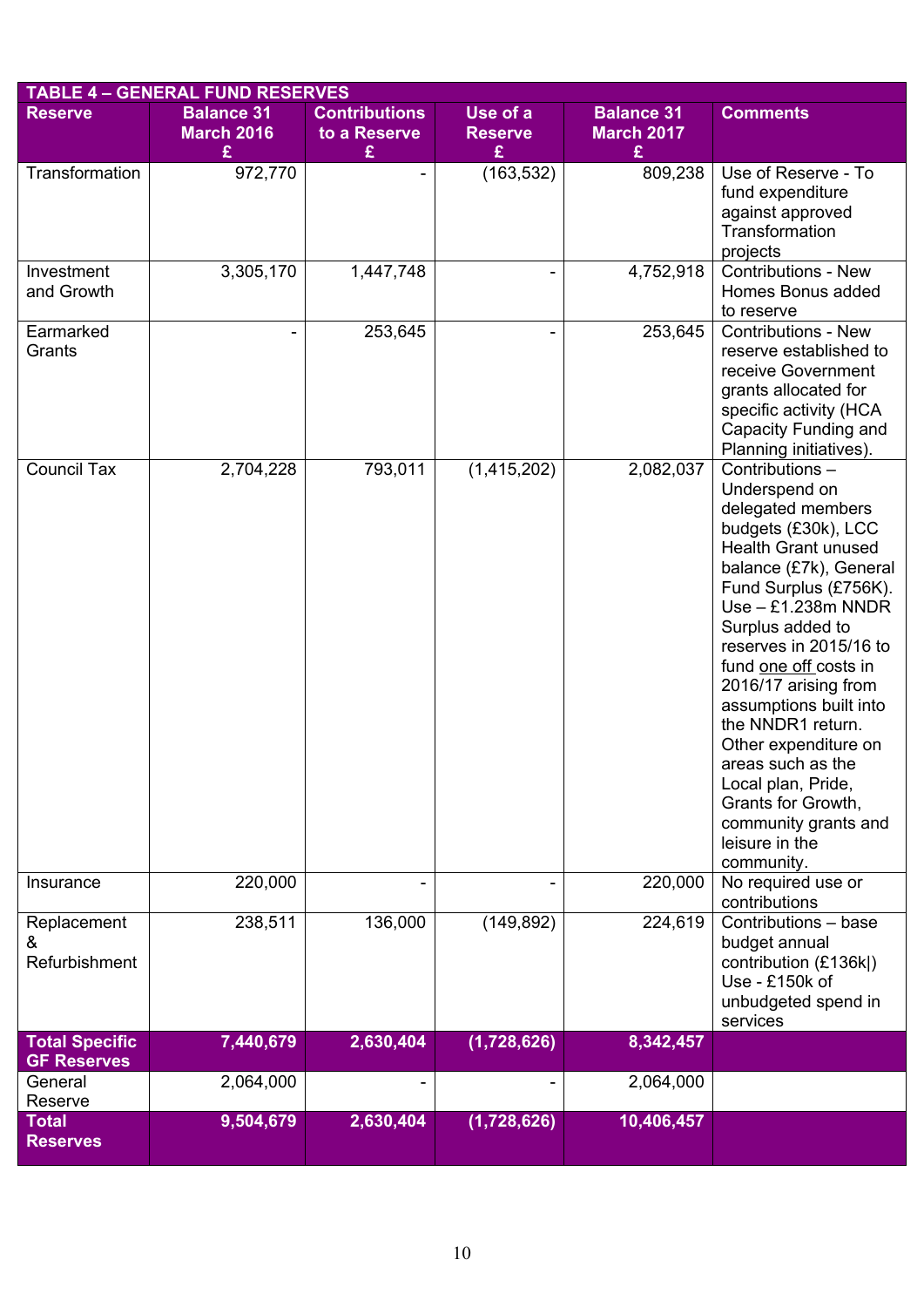| TABLE 4 – GENERAL FUND RESERVES | | | | | |
|---|---|---|---|---|---|
| **Reserve** | **Balance 31 March 2016 £** | **Contributions to a Reserve £** | **Use of a Reserve £** | **Balance 31 March 2017 £** | **Comments** |
| Transformation | 972,770 | - | (163,532) | 809,238 | Use of Reserve - To fund expenditure against approved Transformation projects |
| Investment and Growth | 3,305,170 | 1,447,748 | - | 4,752,918 | Contributions - New Homes Bonus added to reserve |
| Earmarked Grants | - | 253,645 | - | 253,645 | Contributions - New reserve established to receive Government grants allocated for specific activity (HCA Capacity Funding and Planning initiatives). |
| Council Tax | 2,704,228 | 793,011 | (1,415,202) | 2,082,037 | Contributions – Underspend on delegated members budgets (£30k), LCC Health Grant unused balance (£7k), General Fund Surplus (£756K). Use – £1.238m NNDR Surplus added to reserves in 2015/16 to fund one off costs in 2016/17 arising from assumptions built into the NNDR1 return. Other expenditure on areas such as the Local plan, Pride, Grants for Growth, community grants and leisure in the community. |
| Insurance | 220,000 | - | - | 220,000 | No required use or contributions |
| Replacement & Refurbishment | 238,511 | 136,000 | (149,892) | 224,619 | Contributions – base budget annual contribution (£136k\|) Use - £150k of unbudgeted spend in services |
| **Total Specific GF Reserves** | **7,440,679** | **2,630,404** | **(1,728,626)** | **8,342,457** | |
| General Reserve | 2,064,000 | - | - | 2,064,000 | |
| **Total Reserves** | **9,504,679** | **2,630,404** | **(1,728,626)** | **10,406,457** | |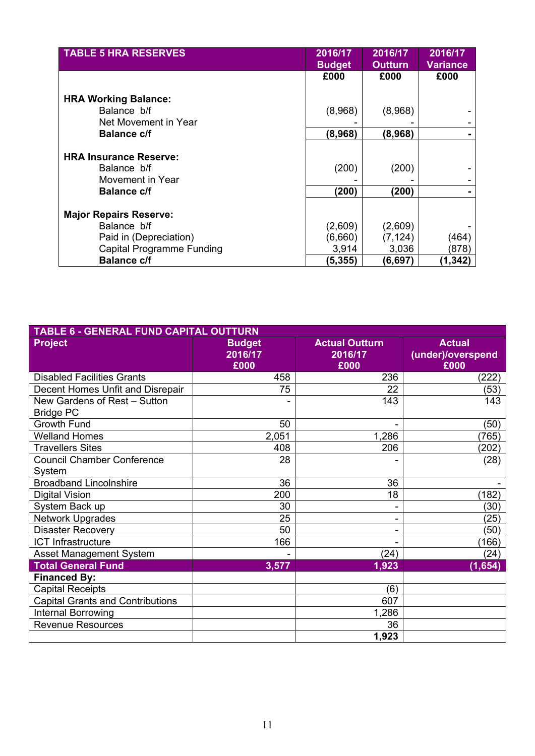| TABLE 5 HRA RESERVES | 2016/17 Budget | 2016/17 Outturn | 2016/17 Variance |
|---|---|---|---|
| | £000 | £000 | £000 |
| **HRA Working Balance:** | | | |
| Balance b/f | (8,968) | (8,968) | - |
| Net Movement in Year | - | - | - |
| **Balance c/f** | **(8,968)** | **(8,968)** | **-** |
| **HRA Insurance Reserve:** | | | |
| Balance b/f | (200) | (200) | - |
| Movement in Year | - | - | - |
| **Balance c/f** | **(200)** | **(200)** | **-** |
| **Major Repairs Reserve:** | | | |
| Balance b/f | (2,609) | (2,609) | - |
| Paid in (Depreciation) | (6,660) | (7,124) | (464) |
| Capital Programme Funding | 3,914 | 3,036 | (878) |
| **Balance c/f** | **(5,355)** | **(6,697)** | **(1,342)** |

| TABLE 6 - GENERAL FUND CAPITAL OUTTURN | | | |
|---|---|---|---|
| **Project** | **Budget 2016/17 £000** | **Actual Outturn 2016/17 £000** | **Actual (under)/overspend £000** |
| Disabled Facilities Grants | 458 | 236 | (222) |
| Decent Homes Unfit and Disrepair | 75 | 22 | (53) |
| New Gardens of Rest – Sutton Bridge PC | - | 143 | 143 |
| Growth Fund | 50 | - | (50) |
| Welland Homes | 2,051 | 1,286 | (765) |
| Travellers Sites | 408 | 206 | (202) |
| Council Chamber Conference System | 28 | - | (28) |
| Broadband Lincolnshire | 36 | 36 | - |
| Digital Vision | 200 | 18 | (182) |
| System Back up | 30 | - | (30) |
| Network Upgrades | 25 | - | (25) |
| Disaster Recovery | 50 | - | (50) |
| ICT Infrastructure | 166 | - | (166) |
| Asset Management System | - | (24) | (24) |
| **Total General Fund** | **3,577** | **1,923** | **(1,654)** |
| **Financed By:** | | | |
| Capital Receipts | | (6) | |
| Capital Grants and Contributions | | 607 | |
| Internal Borrowing | | 1,286 | |
| Revenue Resources | | 36 | |
| | | **1,923** | |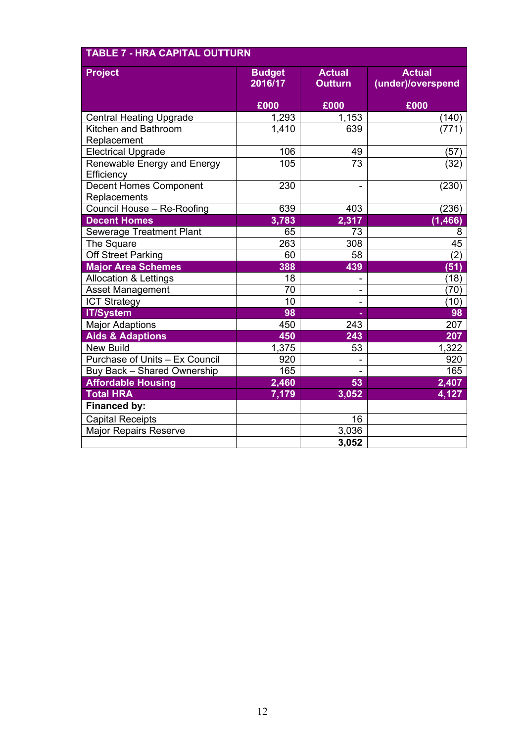| TABLE 7 - HRA CAPITAL OUTTURN | | | |
|---|---|---|---|
| **Project** | **Budget 2016/17** <br> **£000** | **Actual Outturn** <br> **£000** | **Actual (under)/overspend** <br> **£000** |
| Central Heating Upgrade | 1,293 | 1,153 | (140) |
| Kitchen and Bathroom Replacement | 1,410 | 639 | (771) |
| Electrical Upgrade | 106 | 49 | (57) |
| Renewable Energy and Energy Efficiency | 105 | 73 | (32) |
| Decent Homes Component Replacements | 230 | - | (230) |
| Council House – Re-Roofing | 639 | 403 | (236) |
| **Decent Homes** | **3,783** | **2,317** | **(1,466)** |
| Sewerage Treatment Plant | 65 | 73 | 8 |
| The Square | 263 | 308 | 45 |
| Off Street Parking | 60 | 58 | (2) |
| **Major Area Schemes** | **388** | **439** | **(51)** |
| Allocation & Lettings | 18 | - | (18) |
| Asset Management | 70 | - | (70) |
| ICT Strategy | 10 | - | (10) |
| **IT/System** | **98** | **-** | **98** |
| Major Adaptions | 450 | 243 | 207 |
| **Aids & Adaptions** | **450** | **243** | **207** |
| New Build | 1,375 | 53 | 1,322 |
| Purchase of Units – Ex Council | 920 | - | 920 |
| Buy Back – Shared Ownership | 165 | - | 165 |
| **Affordable Housing** | **2,460** | **53** | **2,407** |
| **Total HRA** | **7,179** | **3,052** | **4,127** |
| **Financed by:** | | | |
| Capital Receipts | | 16 | |
| Major Repairs Reserve | | 3,036 | |
| | | **3,052** | |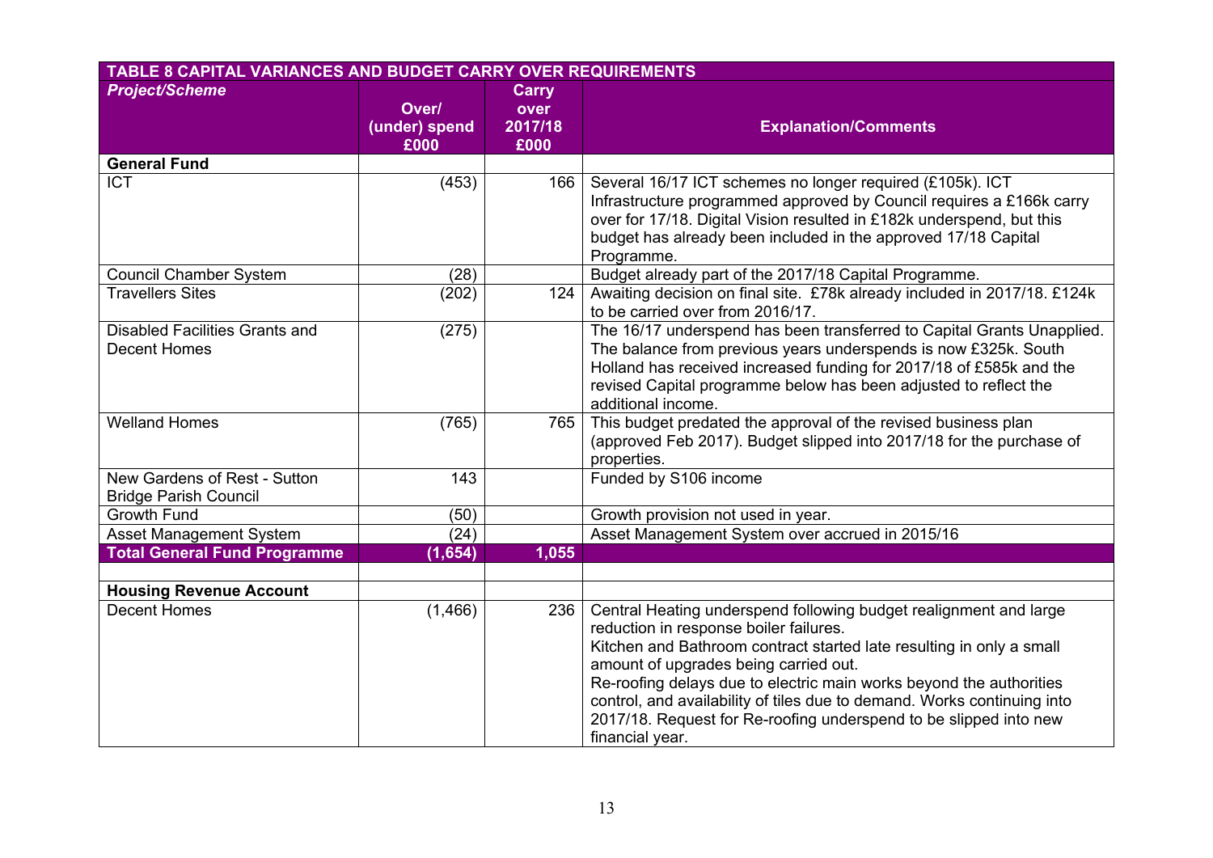| TABLE 8 CAPITAL VARIANCES AND BUDGET CARRY OVER REQUIREMENTS | | | |
|---|---|---|---|
| ***Project/Scheme*** | **Over/ (under) spend £000** | **Carry over 2017/18 £000** | **Explanation/Comments** |
| **General Fund** | | | |
| ICT | (453) | 166 | Several 16/17 ICT schemes no longer required (£105k). ICT Infrastructure programmed approved by Council requires a £166k carry over for 17/18. Digital Vision resulted in £182k underspend, but this budget has already been included in the approved 17/18 Capital Programme. |
| Council Chamber System | (28) | | Budget already part of the 2017/18 Capital Programme. |
| Travellers Sites | (202) | 124 | Awaiting decision on final site. £78k already included in 2017/18. £124k to be carried over from 2016/17. |
| Disabled Facilities Grants and Decent Homes | (275) | | The 16/17 underspend has been transferred to Capital Grants Unapplied. The balance from previous years underspends is now £325k. South Holland has received increased funding for 2017/18 of £585k and the revised Capital programme below has been adjusted to reflect the additional income. |
| Welland Homes | (765) | 765 | This budget predated the approval of the revised business plan (approved Feb 2017). Budget slipped into 2017/18 for the purchase of properties. |
| New Gardens of Rest - Sutton Bridge Parish Council | 143 | | Funded by S106 income |
| Growth Fund | (50) | | Growth provision not used in year. |
| Asset Management System | (24) | | Asset Management System over accrued in 2015/16 |
| **Total General Fund Programme** | **(1,654)** | **1,055** | |
| | | | |
| **Housing Revenue Account** | | | |
| Decent Homes | (1,466) | 236 | Central Heating underspend following budget realignment and large reduction in response boiler failures.<br>Kitchen and Bathroom contract started late resulting in only a small amount of upgrades being carried out.<br>Re-roofing delays due to electric main works beyond the authorities control, and availability of tiles due to demand. Works continuing into 2017/18. Request for Re-roofing underspend to be slipped into new financial year. |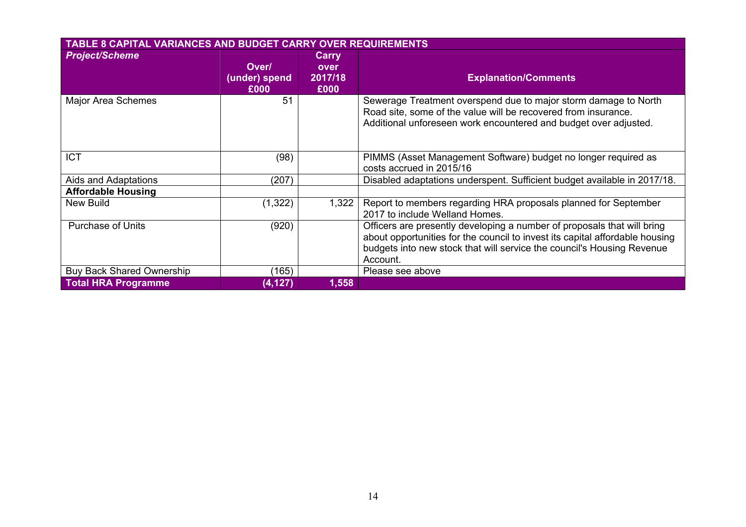| TABLE 8 CAPITAL VARIANCES AND BUDGET CARRY OVER REQUIREMENTS | | | |
|---|---|---|---|
| ***Project/Scheme*** | **Over/ (under) spend £000** | **Carry over 2017/18 £000** | **Explanation/Comments** |
| Major Area Schemes | 51 | | Sewerage Treatment overspend due to major storm damage to North Road site, some of the value will be recovered from insurance. Additional unforeseen work encountered and budget over adjusted. |
| ICT | (98) | | PIMMS (Asset Management Software) budget no longer required as costs accrued in 2015/16 |
| Aids and Adaptations | (207) | | Disabled adaptations underspent. Sufficient budget available in 2017/18. |
| **Affordable Housing** | | | |
| New Build | (1,322) | 1,322 | Report to members regarding HRA proposals planned for September 2017 to include Welland Homes. |
| Purchase of Units | (920) | | Officers are presently developing a number of proposals that will bring about opportunities for the council to invest its capital affordable housing budgets into new stock that will service the council's Housing Revenue Account. |
| Buy Back Shared Ownership | (165) | | Please see above |
| **Total HRA Programme** | **(4,127)** | **1,558** | |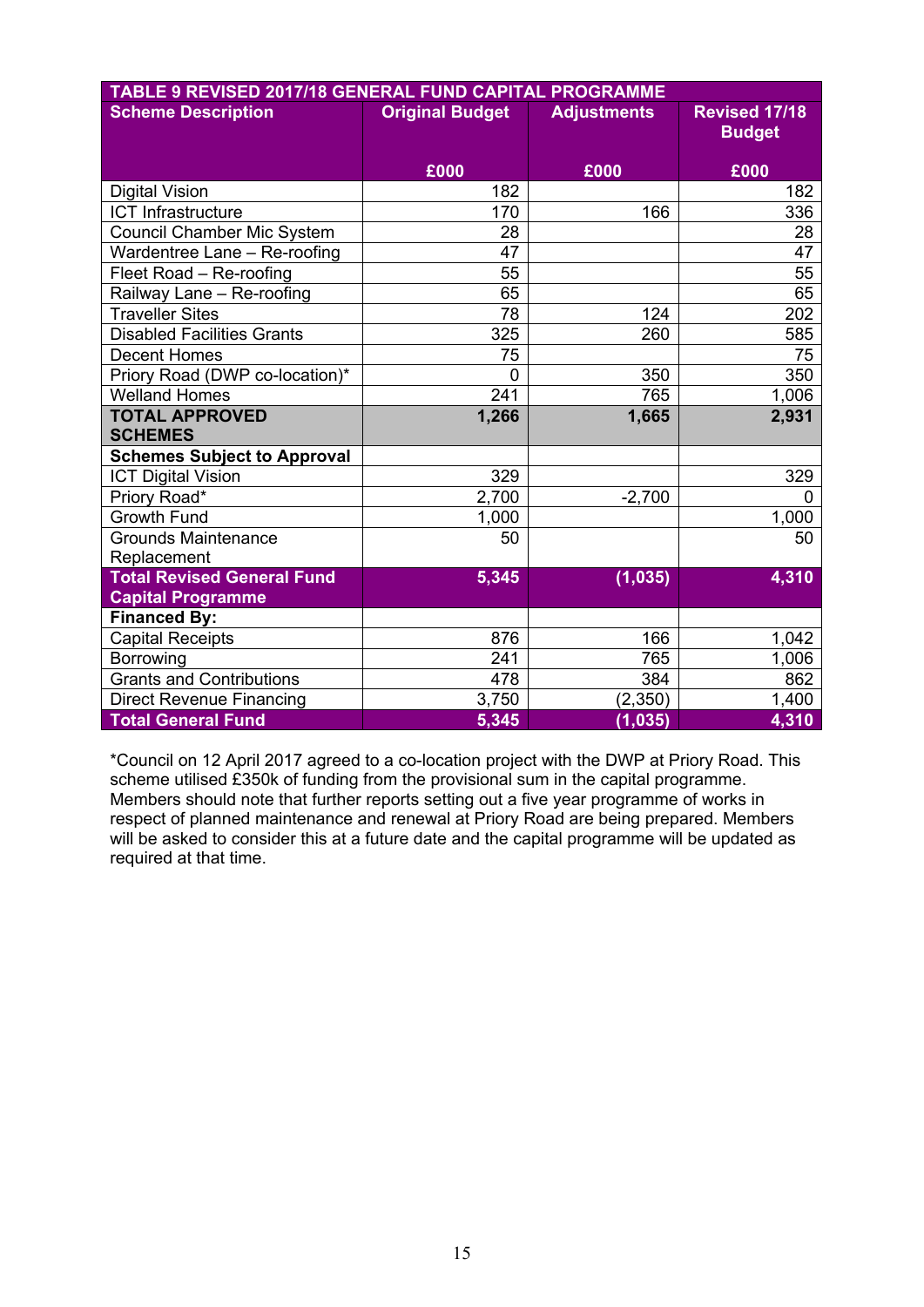| TABLE 9 REVISED 2017/18 GENERAL FUND CAPITAL PROGRAMME | | | |
|---|---|---|---|
| **Scheme Description** | **Original Budget**<br>**£000** | **Adjustments**<br>**£000** | **Revised 17/18 Budget**<br>**£000** |
| Digital Vision | 182 | | 182 |
| ICT Infrastructure | 170 | 166 | 336 |
| Council Chamber Mic System | 28 | | 28 |
| Wardentree Lane – Re-roofing | 47 | | 47 |
| Fleet Road – Re-roofing | 55 | | 55 |
| Railway Lane – Re-roofing | 65 | | 65 |
| Traveller Sites | 78 | 124 | 202 |
| Disabled Facilities Grants | 325 | 260 | 585 |
| Decent Homes | 75 | | 75 |
| Priory Road (DWP co-location)* | 0 | 350 | 350 |
| Welland Homes | 241 | 765 | 1,006 |
| **TOTAL APPROVED SCHEMES** | **1,266** | **1,665** | **2,931** |
| **Schemes Subject to Approval** | | | |
| ICT Digital Vision | 329 | | 329 |
| Priory Road* | 2,700 | -2,700 | 0 |
| Growth Fund | 1,000 | | 1,000 |
| Grounds Maintenance Replacement | 50 | | 50 |
| **Total Revised General Fund Capital Programme** | **5,345** | **(1,035)** | **4,310** |
| **Financed By:** | | | |
| Capital Receipts | 876 | 166 | 1,042 |
| Borrowing | 241 | 765 | 1,006 |
| Grants and Contributions | 478 | 384 | 862 |
| Direct Revenue Financing | 3,750 | (2,350) | 1,400 |
| **Total General Fund** | **5,345** | **(1,035)** | **4,310** |

*Council on 12 April 2017 agreed to a co-location project with the DWP at Priory Road. This scheme utilised £350k of funding from the provisional sum in the capital programme. Members should note that further reports setting out a five year programme of works in respect of planned maintenance and renewal at Priory Road are being prepared. Members will be asked to consider this at a future date and the capital programme will be updated as required at that time.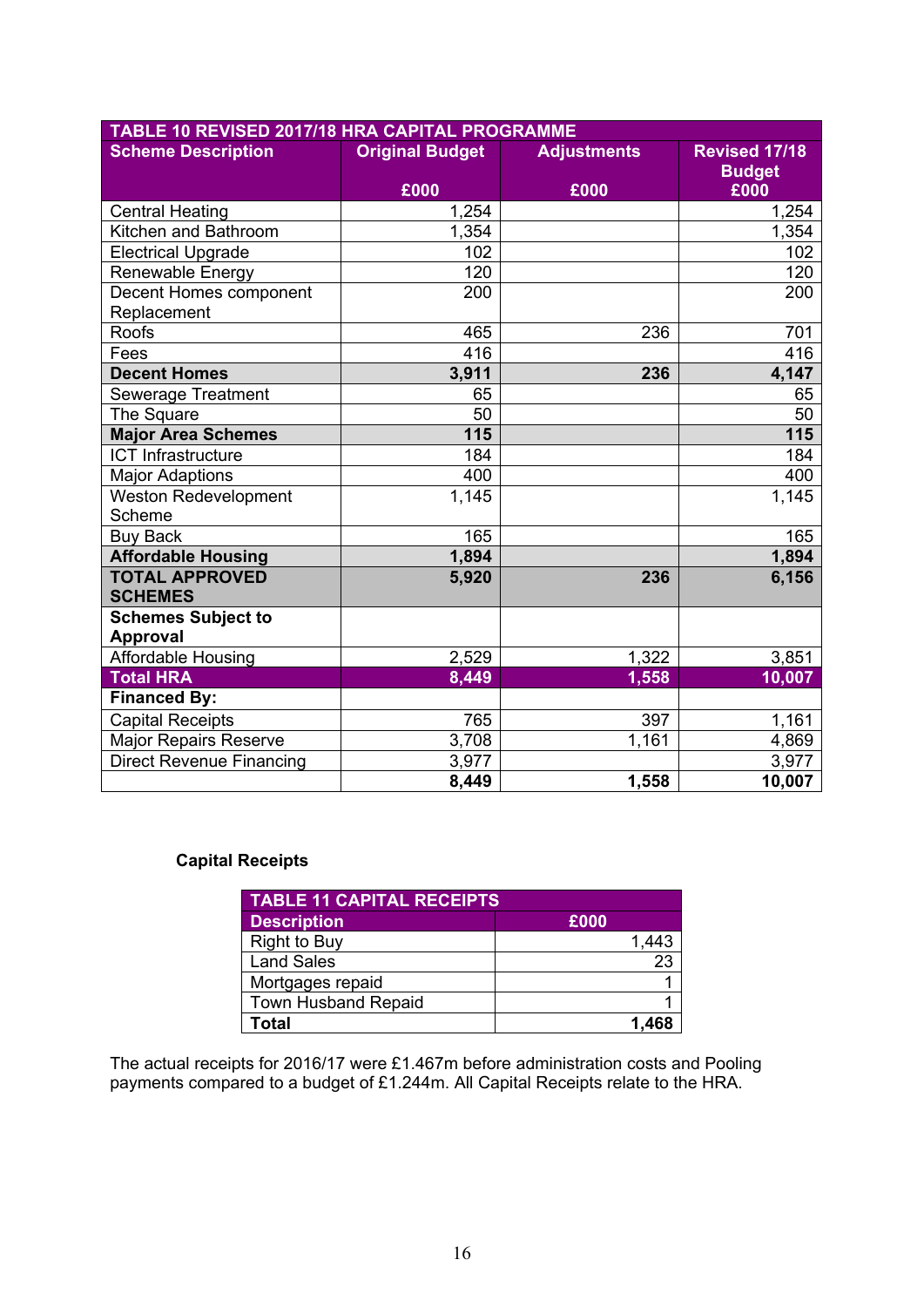| TABLE 10 REVISED 2017/18 HRA CAPITAL PROGRAMME | | | |
|---|---|---|---|
| **Scheme Description** | **Original Budget £000** | **Adjustments £000** | **Revised 17/18 Budget £000** |
| Central Heating | 1,254 | | 1,254 |
| Kitchen and Bathroom | 1,354 | | 1,354 |
| Electrical Upgrade | 102 | | 102 |
| Renewable Energy | 120 | | 120 |
| Decent Homes component Replacement | 200 | | 200 |
| Roofs | 465 | 236 | 701 |
| Fees | 416 | | 416 |
| **Decent Homes** | **3,911** | **236** | **4,147** |
| Sewerage Treatment | 65 | | 65 |
| The Square | 50 | | 50 |
| **Major Area Schemes** | **115** | | **115** |
| ICT Infrastructure | 184 | | 184 |
| Major Adaptions | 400 | | 400 |
| Weston Redevelopment Scheme | 1,145 | | 1,145 |
| Buy Back | 165 | | 165 |
| **Affordable Housing** | **1,894** | | **1,894** |
| **TOTAL APPROVED SCHEMES** | **5,920** | **236** | **6,156** |
| **Schemes Subject to Approval** | | | |
| Affordable Housing | 2,529 | 1,322 | 3,851 |
| **Total HRA** | **8,449** | **1,558** | **10,007** |
| **Financed By:** | | | |
| Capital Receipts | 765 | 397 | 1,161 |
| Major Repairs Reserve | 3,708 | 1,161 | 4,869 |
| Direct Revenue Financing | 3,977 | | 3,977 |
| | **8,449** | **1,558** | **10,007** |

**Capital Receipts**

| TABLE 11 CAPITAL RECEIPTS | |
|---|---|
| **Description** | **£000** |
| Right to Buy | 1,443 |
| Land Sales | 23 |
| Mortgages repaid | 1 |
| Town Husband Repaid | 1 |
| **Total** | **1,468** |

The actual receipts for 2016/17 were £1.467m before administration costs and Pooling payments compared to a budget of £1.244m. All Capital Receipts relate to the HRA.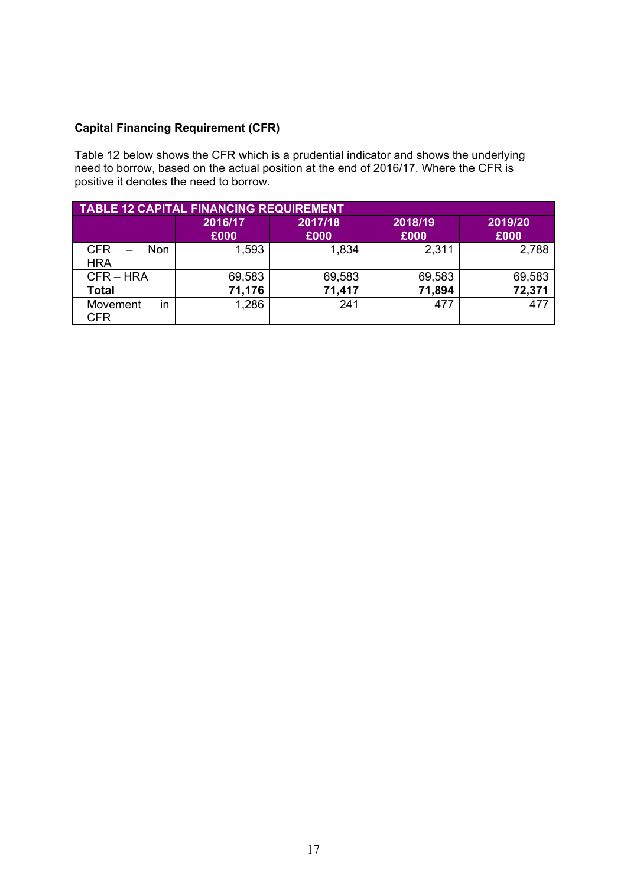**Capital Financing Requirement (CFR)**

Table 12 below shows the CFR which is a prudential indicator and shows the underlying need to borrow, based on the actual position at the end of 2016/17. Where the CFR is positive it denotes the need to borrow.

| TABLE 12 CAPITAL FINANCING REQUIREMENT | | | | |
|---|---|---|---|---|
| | 2016/17 £000 | 2017/18 £000 | 2018/19 £000 | 2019/20 £000 |
| CFR – Non HRA | 1,593 | 1,834 | 2,311 | 2,788 |
| CFR – HRA | 69,583 | 69,583 | 69,583 | 69,583 |
| **Total** | **71,176** | **71,417** | **71,894** | **72,371** |
| Movement in CFR | 1,286 | 241 | 477 | 477 |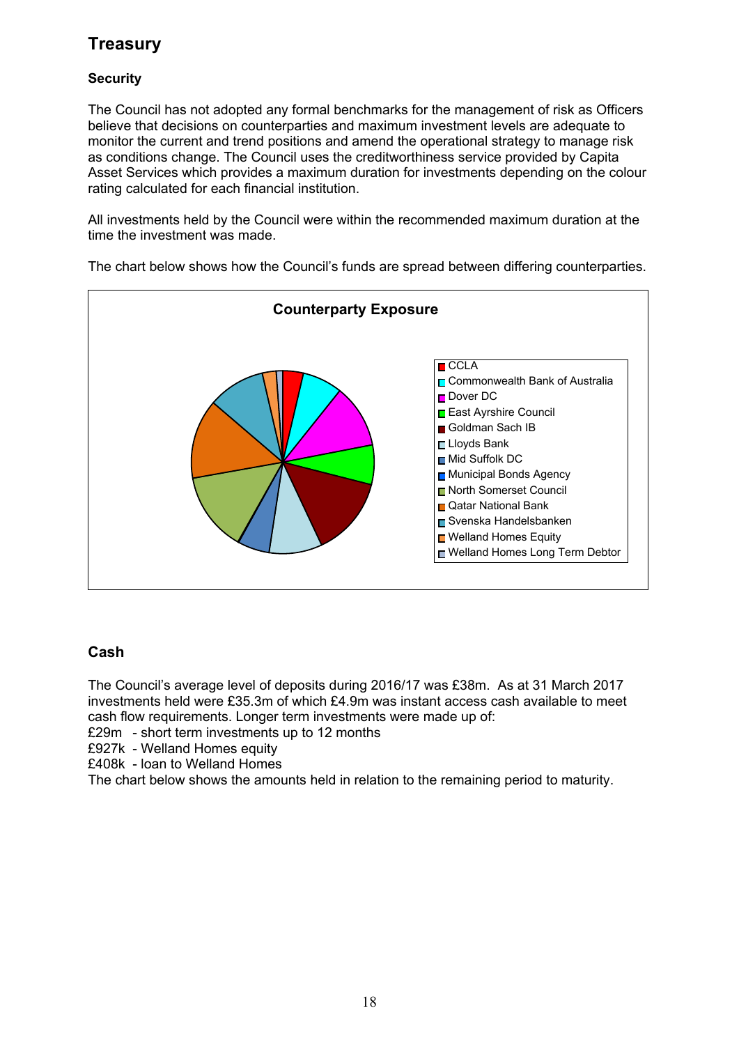## Treasury

### Security

The Council has not adopted any formal benchmarks for the management of risk as Officers believe that decisions on counterparties and maximum investment levels are adequate to monitor the current and trend positions and amend the operational strategy to manage risk as conditions change. The Council uses the creditworthiness service provided by Capita Asset Services which provides a maximum duration for investments depending on the colour rating calculated for each financial institution.

All investments held by the Council were within the recommended maximum duration at the time the investment was made.

The chart below shows how the Council's funds are spread between differing counterparties.

**Counterparty Exposure**

- CCLA
- Commonwealth Bank of Australia
- Dover DC
- East Ayrshire Council
- Goldman Sach IB
- Lloyds Bank
- Mid Suffolk DC
- Municipal Bonds Agency
- North Somerset Council
- Qatar National Bank
- Svenska Handelsbanken
- Welland Homes Equity
- Welland Homes Long Term Debtor

### Cash

The Council's average level of deposits during 2016/17 was £38m. As at 31 March 2017 investments held were £35.3m of which £4.9m was instant access cash available to meet cash flow requirements. Longer term investments were made up of:

£29m - short term investments up to 12 months
£927k - Welland Homes equity
£408k - loan to Welland Homes

The chart below shows the amounts held in relation to the remaining period to maturity.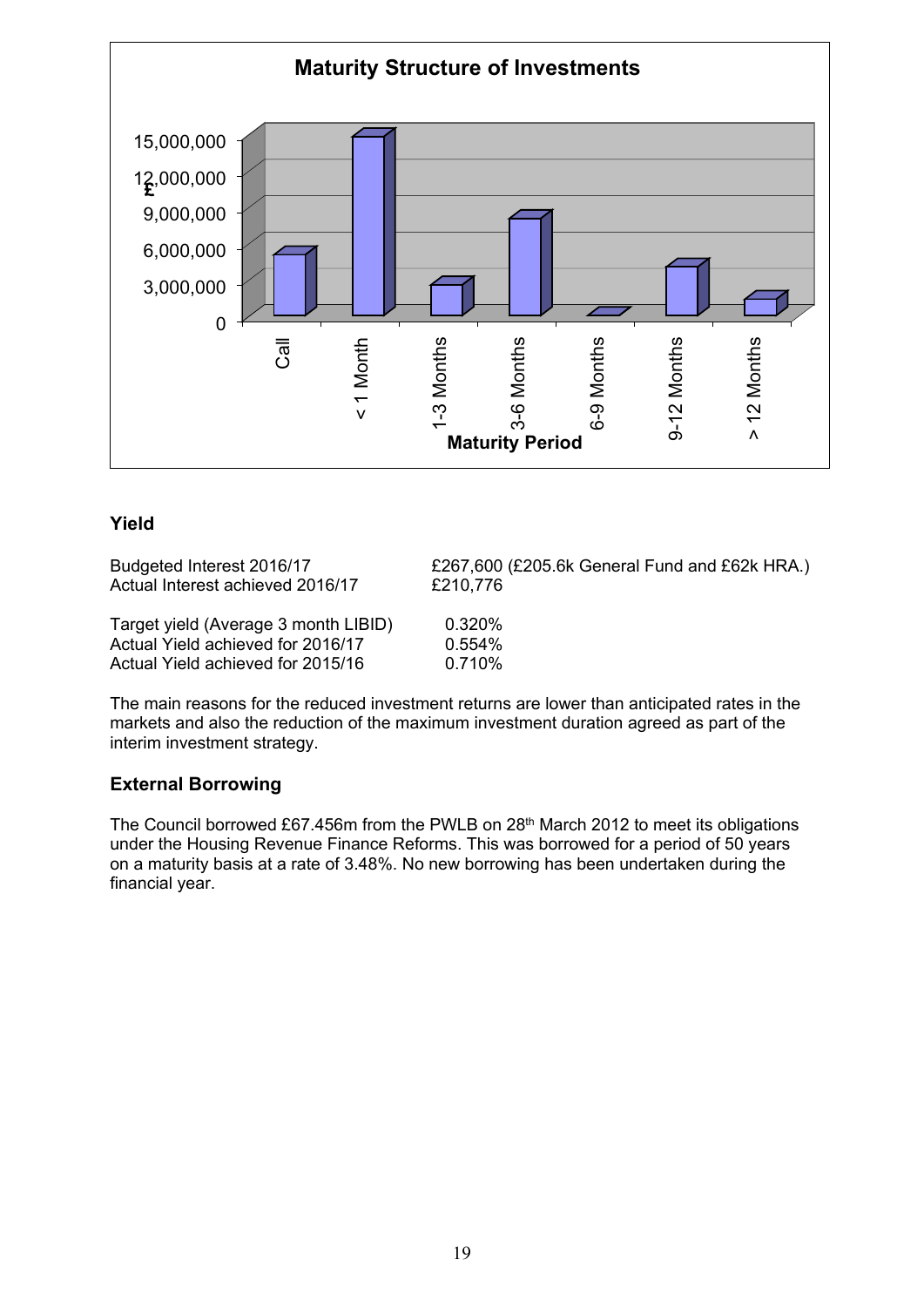**Maturity Structure of Investments**

£'

15,000,000
12,000,000
9,000,000
6,000,000
3,000,000
0

Call
< 1 Month
1-3 Months
3-6 Months
6-9 Months
9-12 Months
> 12 Months

**Maturity Period**

## Yield

| | |
|---|---|
| Budgeted Interest 2016/17 | £267,600 (£205.6k General Fund and £62k HRA.) |
| Actual Interest achieved 2016/17 | £210,776 |
| Target yield (Average 3 month LIBID) | 0.320% |
| Actual Yield achieved for 2016/17 | 0.554% |
| Actual Yield achieved for 2015/16 | 0.710% |

The main reasons for the reduced investment returns are lower than anticipated rates in the markets and also the reduction of the maximum investment duration agreed as part of the interim investment strategy.

## External Borrowing

The Council borrowed £67.456m from the PWLB on 28th March 2012 to meet its obligations under the Housing Revenue Finance Reforms. This was borrowed for a period of 50 years on a maturity basis at a rate of 3.48%. No new borrowing has been undertaken during the financial year.